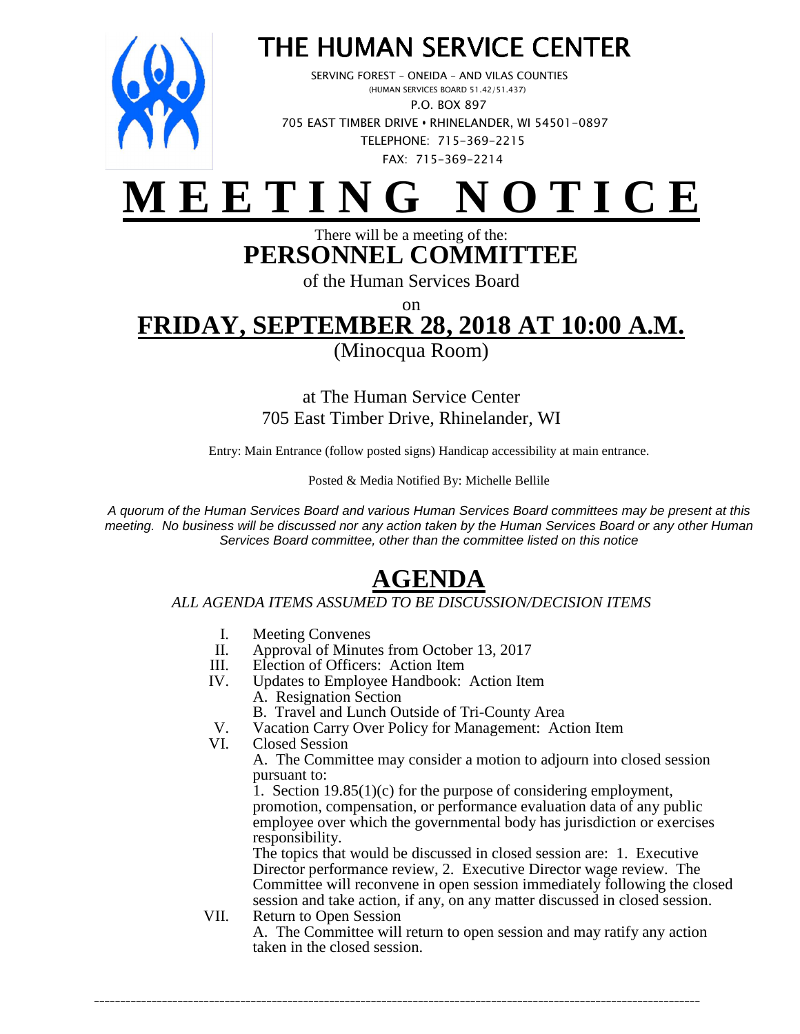# THE HUMAN SERVICE CENTER

SERVING FOREST – ONEIDA – AND VILAS COUNTIES
(HUMAN SERVICES BOARD 51.42/51.437)
P.O. BOX 897
705 EAST TIMBER DRIVE • RHINELANDER, WI 54501-0897
TELEPHONE: 715-369-2215
FAX: 715-369-2214

# MEETING NOTICE

There will be a meeting of the:

## PERSONNEL COMMITTEE

of the Human Services Board

on

## FRIDAY, SEPTEMBER 28, 2018 AT 10:00 A.M.

(Minocqua Room)

at The Human Service Center
705 East Timber Drive, Rhinelander, WI

Entry: Main Entrance (follow posted signs) Handicap accessibility at main entrance.

Posted & Media Notified By: Michelle Bellile

*A quorum of the Human Services Board and various Human Services Board committees may be present at this meeting. No business will be discussed nor any action taken by the Human Services Board or any other Human Services Board committee, other than the committee listed on this notice*

## AGENDA

*ALL AGENDA ITEMS ASSUMED TO BE DISCUSSION/DECISION ITEMS*

I. Meeting Convenes

II. Approval of Minutes from October 13, 2017

III. Election of Officers: Action Item

IV. Updates to Employee Handbook: Action Item
   A. Resignation Section
   B. Travel and Lunch Outside of Tri-County Area

V. Vacation Carry Over Policy for Management: Action Item

VI. Closed Session
   A. The Committee may consider a motion to adjourn into closed session pursuant to:
   1. Section 19.85(1)(c) for the purpose of considering employment, promotion, compensation, or performance evaluation data of any public employee over which the governmental body has jurisdiction or exercises responsibility.
   The topics that would be discussed in closed session are: 1. Executive Director performance review, 2. Executive Director wage review. The Committee will reconvene in open session immediately following the closed session and take action, if any, on any matter discussed in closed session.

VII. Return to Open Session
   A. The Committee will return to open session and may ratify any action taken in the closed session.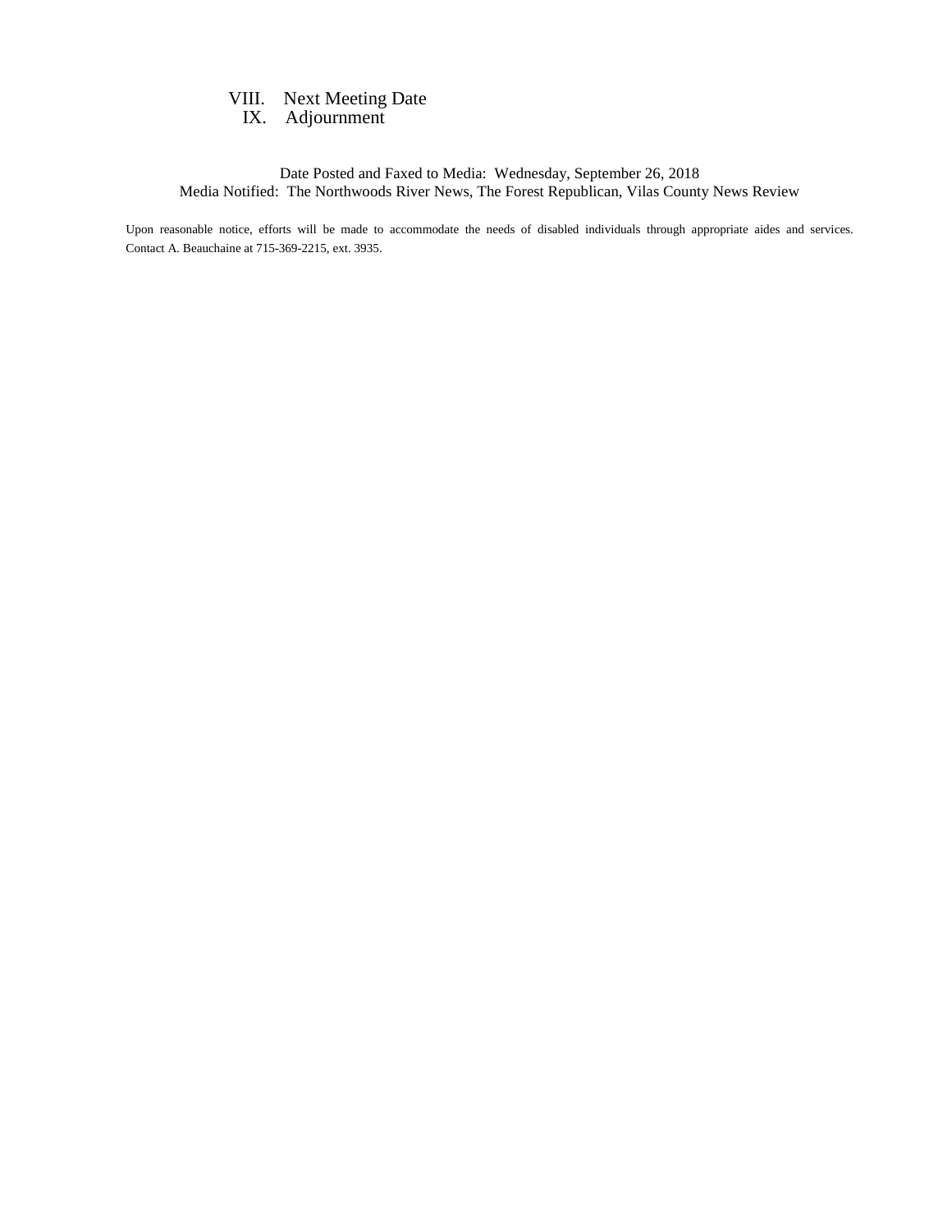VIII. Next Meeting Date

IX. Adjournment

Date Posted and Faxed to Media: Wednesday, September 26, 2018
Media Notified: The Northwoods River News, The Forest Republican, Vilas County News Review

Upon reasonable notice, efforts will be made to accommodate the needs of disabled individuals through appropriate aides and services. Contact A. Beauchaine at 715-369-2215, ext. 3935.